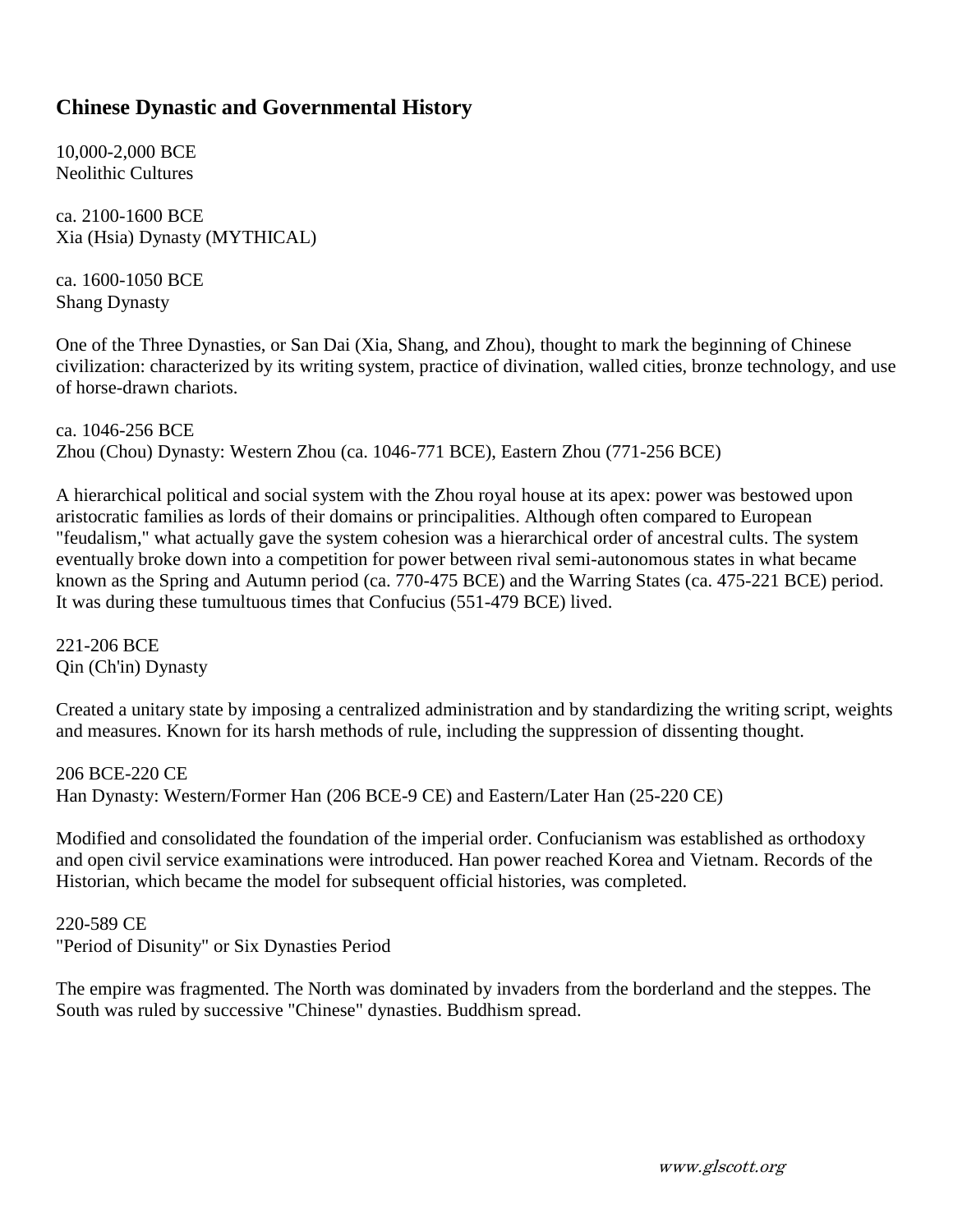## Chinese Dynastic and Governmental History

10,000-2,000 BCE
Neolithic Cultures

ca. 2100-1600 BCE
Xia (Hsia) Dynasty (MYTHICAL)

ca. 1600-1050 BCE
Shang Dynasty

One of the Three Dynasties, or San Dai (Xia, Shang, and Zhou), thought to mark the beginning of Chinese civilization: characterized by its writing system, practice of divination, walled cities, bronze technology, and use of horse-drawn chariots.

ca. 1046-256 BCE
Zhou (Chou) Dynasty: Western Zhou (ca. 1046-771 BCE), Eastern Zhou (771-256 BCE)

A hierarchical political and social system with the Zhou royal house at its apex: power was bestowed upon aristocratic families as lords of their domains or principalities. Although often compared to European "feudalism," what actually gave the system cohesion was a hierarchical order of ancestral cults. The system eventually broke down into a competition for power between rival semi-autonomous states in what became known as the Spring and Autumn period (ca. 770-475 BCE) and the Warring States (ca. 475-221 BCE) period. It was during these tumultuous times that Confucius (551-479 BCE) lived.

221-206 BCE
Qin (Ch'in) Dynasty

Created a unitary state by imposing a centralized administration and by standardizing the writing script, weights and measures. Known for its harsh methods of rule, including the suppression of dissenting thought.

206 BCE-220 CE
Han Dynasty: Western/Former Han (206 BCE-9 CE) and Eastern/Later Han (25-220 CE)

Modified and consolidated the foundation of the imperial order. Confucianism was established as orthodoxy and open civil service examinations were introduced. Han power reached Korea and Vietnam. Records of the Historian, which became the model for subsequent official histories, was completed.

220-589 CE
"Period of Disunity" or Six Dynasties Period

The empire was fragmented. The North was dominated by invaders from the borderland and the steppes. The South was ruled by successive "Chinese" dynasties. Buddhism spread.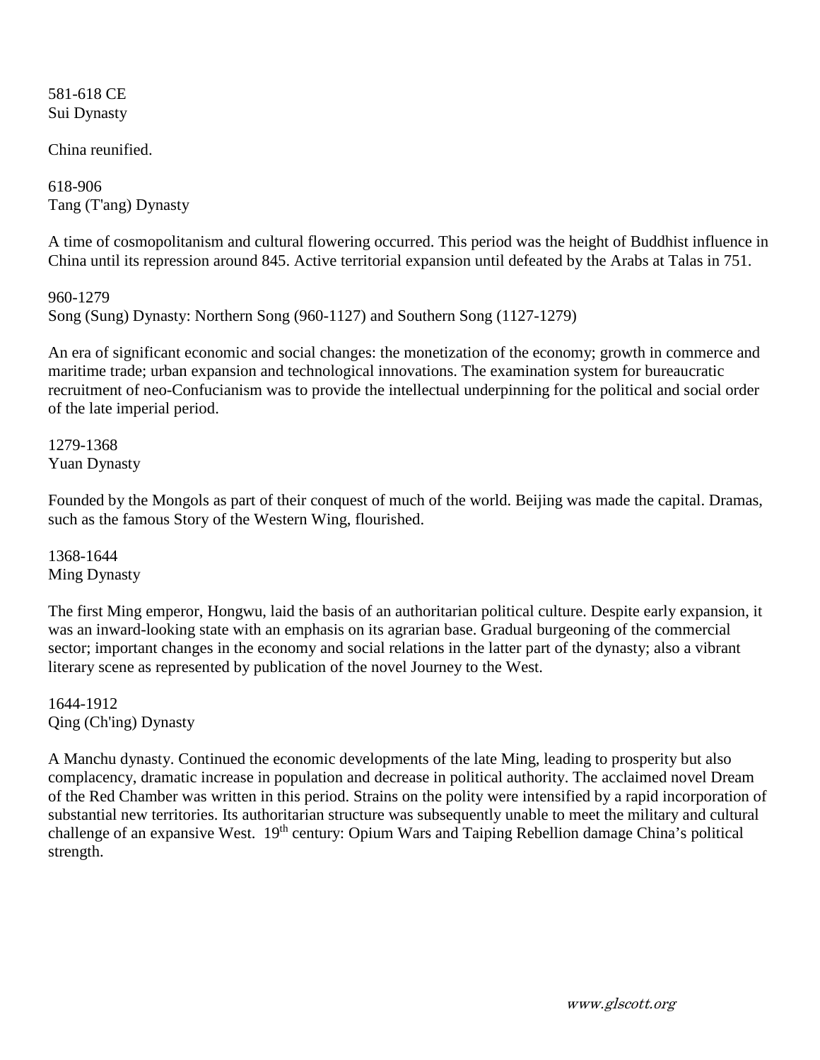581-618 CE
Sui Dynasty

China reunified.

618-906
Tang (T'ang) Dynasty

A time of cosmopolitanism and cultural flowering occurred. This period was the height of Buddhist influence in China until its repression around 845. Active territorial expansion until defeated by the Arabs at Talas in 751.

960-1279
Song (Sung) Dynasty: Northern Song (960-1127) and Southern Song (1127-1279)

An era of significant economic and social changes: the monetization of the economy; growth in commerce and maritime trade; urban expansion and technological innovations. The examination system for bureaucratic recruitment of neo-Confucianism was to provide the intellectual underpinning for the political and social order of the late imperial period.

1279-1368
Yuan Dynasty

Founded by the Mongols as part of their conquest of much of the world. Beijing was made the capital. Dramas, such as the famous Story of the Western Wing, flourished.

1368-1644
Ming Dynasty

The first Ming emperor, Hongwu, laid the basis of an authoritarian political culture. Despite early expansion, it was an inward-looking state with an emphasis on its agrarian base. Gradual burgeoning of the commercial sector; important changes in the economy and social relations in the latter part of the dynasty; also a vibrant literary scene as represented by publication of the novel Journey to the West.

1644-1912
Qing (Ch'ing) Dynasty

A Manchu dynasty. Continued the economic developments of the late Ming, leading to prosperity but also complacency, dramatic increase in population and decrease in political authority. The acclaimed novel Dream of the Red Chamber was written in this period. Strains on the polity were intensified by a rapid incorporation of substantial new territories. Its authoritarian structure was subsequently unable to meet the military and cultural challenge of an expansive West. 19th century: Opium Wars and Taiping Rebellion damage China's political strength.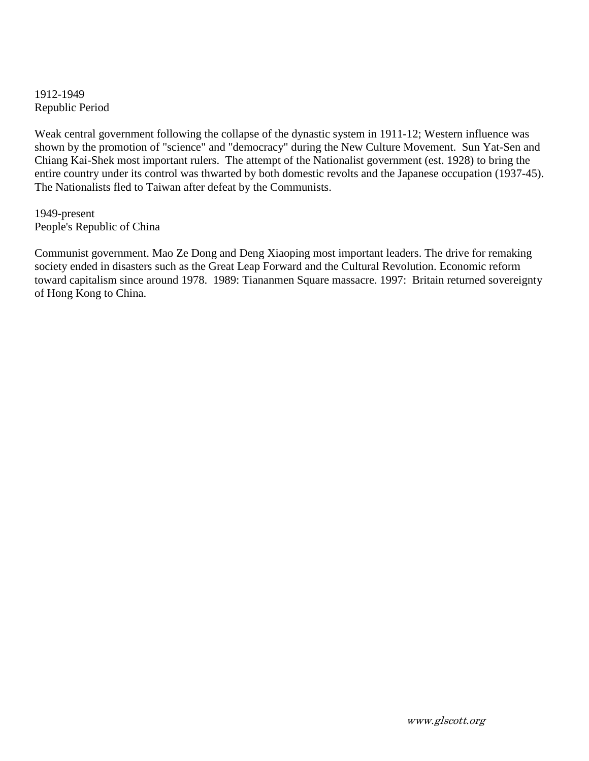1912-1949
Republic Period

Weak central government following the collapse of the dynastic system in 1911-12; Western influence was shown by the promotion of "science" and "democracy" during the New Culture Movement. Sun Yat-Sen and Chiang Kai-Shek most important rulers. The attempt of the Nationalist government (est. 1928) to bring the entire country under its control was thwarted by both domestic revolts and the Japanese occupation (1937-45). The Nationalists fled to Taiwan after defeat by the Communists.

1949-present
People's Republic of China

Communist government. Mao Ze Dong and Deng Xiaoping most important leaders. The drive for remaking society ended in disasters such as the Great Leap Forward and the Cultural Revolution. Economic reform toward capitalism since around 1978. 1989: Tiananmen Square massacre. 1997: Britain returned sovereignty of Hong Kong to China.